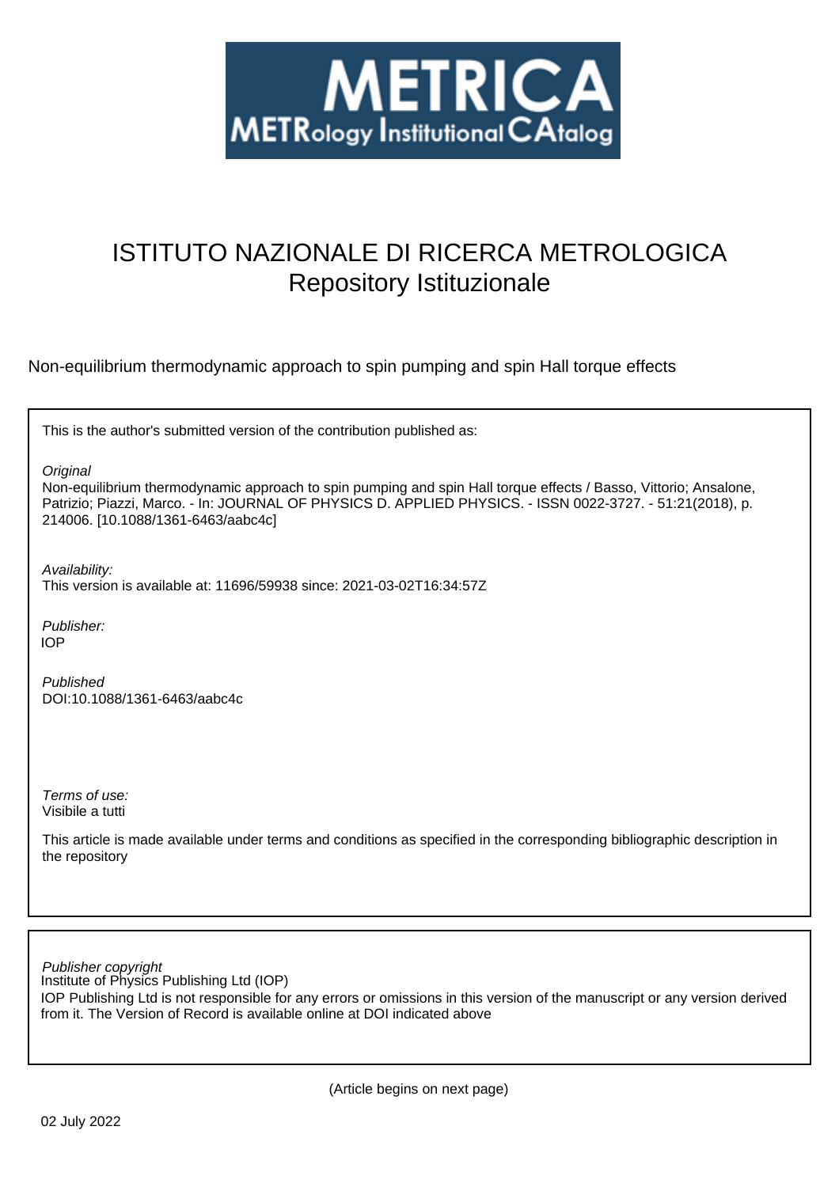METRICA
METRology Institutional CAtalog

# ISTITUTO NAZIONALE DI RICERCA METROLOGICA
## Repository Istituzionale

Non-equilibrium thermodynamic approach to spin pumping and spin Hall torque effects

This is the author's submitted version of the contribution published as:

*Original*
Non-equilibrium thermodynamic approach to spin pumping and spin Hall torque effects / Basso, Vittorio; Ansalone, Patrizio; Piazzi, Marco. - In: JOURNAL OF PHYSICS D. APPLIED PHYSICS. - ISSN 0022-3727. - 51:21(2018), p. 214006. [10.1088/1361-6463/aabc4c]

*Availability:*
This version is available at: 11696/59938 since: 2021-03-02T16:34:57Z

*Publisher:*
IOP

*Published*
DOI:10.1088/1361-6463/aabc4c

*Terms of use:*
Visibile a tutti

This article is made available under terms and conditions as specified in the corresponding bibliographic description in the repository

*Publisher copyright*
Institute of Physics Publishing Ltd (IOP)
IOP Publishing Ltd is not responsible for any errors or omissions in this version of the manuscript or any version derived from it. The Version of Record is available online at DOI indicated above

(Article begins on next page)

02 July 2022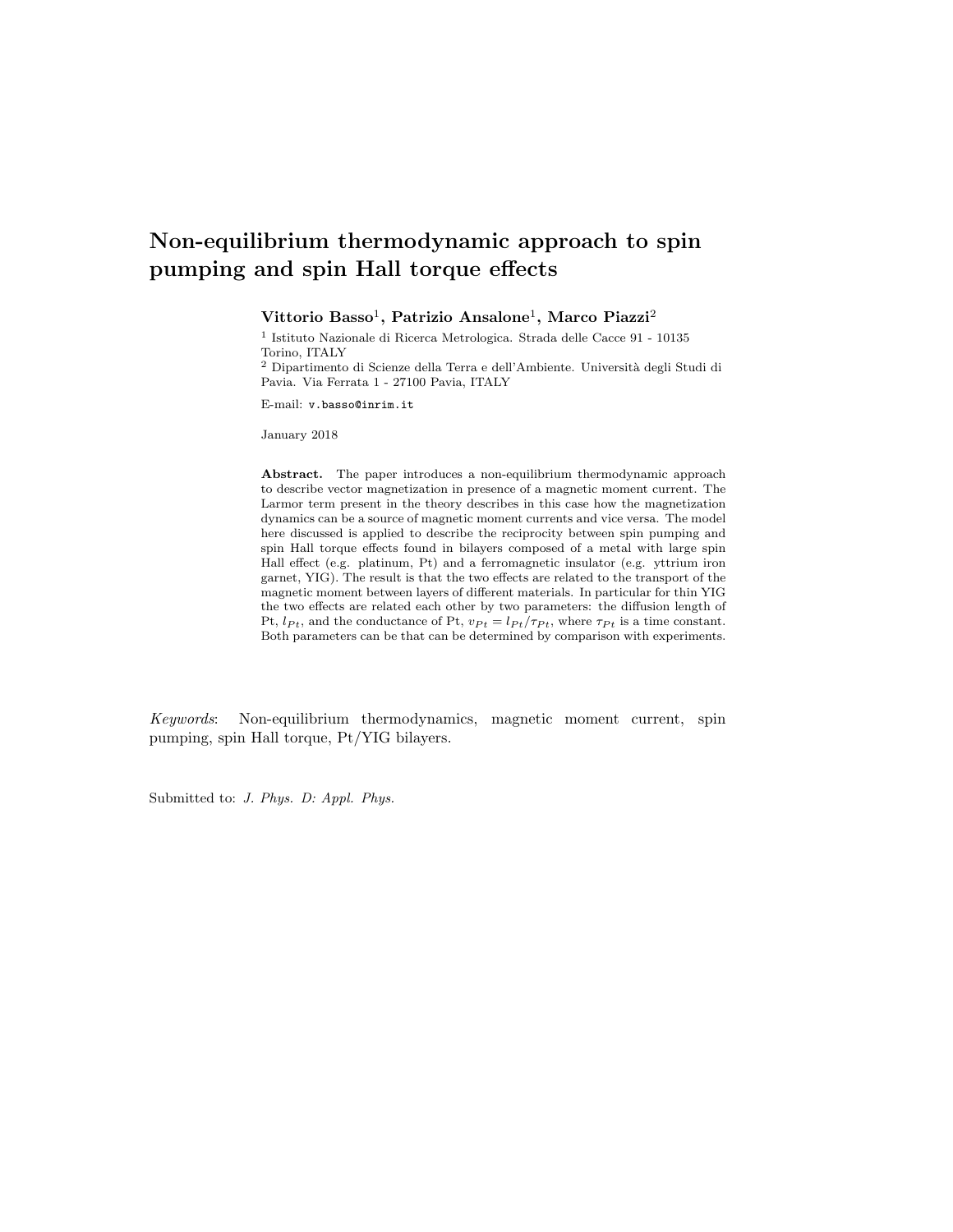# Non-equilibrium thermodynamic approach to spin pumping and spin Hall torque effects

**Vittorio Basso**[1], **Patrizio Ansalone**[1], **Marco Piazzi**[2]

[1] Istituto Nazionale di Ricerca Metrologica. Strada delle Cacce 91 - 10135 Torino, ITALY

[2] Dipartimento di Scienze della Terra e dell'Ambiente. Università degli Studi di Pavia. Via Ferrata 1 - 27100 Pavia, ITALY

E-mail: v.basso@inrim.it

January 2018

**Abstract.** The paper introduces a non-equilibrium thermodynamic approach to describe vector magnetization in presence of a magnetic moment current. The Larmor term present in the theory describes in this case how the magnetization dynamics can be a source of magnetic moment currents and vice versa. The model here discussed is applied to describe the reciprocity between spin pumping and spin Hall torque effects found in bilayers composed of a metal with large spin Hall effect (e.g. platinum, Pt) and a ferromagnetic insulator (e.g. yttrium iron garnet, YIG). The result is that the two effects are related to the transport of the magnetic moment between layers of different materials. In particular for thin YIG the two effects are related each other by two parameters: the diffusion length of Pt, $l_{Pt}$, and the conductance of Pt, $v_{Pt} = l_{Pt}/\tau_{Pt}$, where $\tau_{Pt}$ is a time constant. Both parameters can be that can be determined by comparison with experiments.

*Keywords*: Non-equilibrium thermodynamics, magnetic moment current, spin pumping, spin Hall torque, Pt/YIG bilayers.

Submitted to: *J. Phys. D: Appl. Phys.*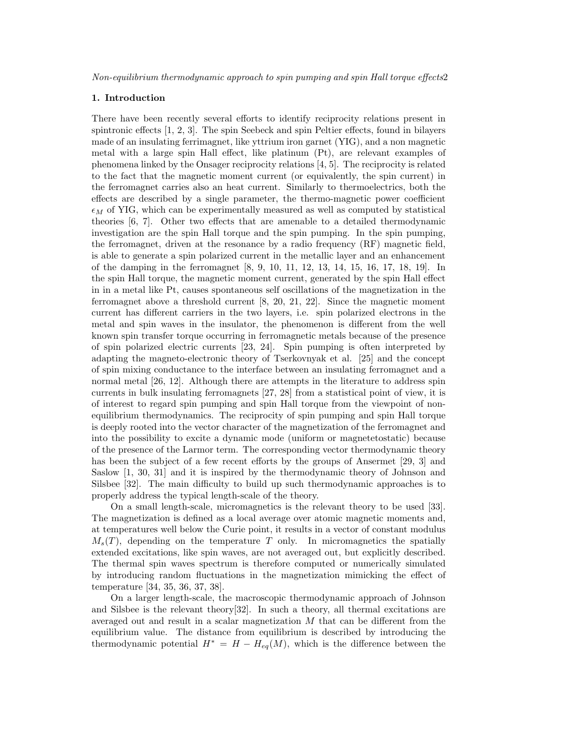## 1. Introduction

There have been recently several efforts to identify reciprocity relations present in spintronic effects [1, 2, 3]. The spin Seebeck and spin Peltier effects, found in bilayers made of an insulating ferrimagnet, like yttrium iron garnet (YIG), and a non magnetic metal with a large spin Hall effect, like platinum (Pt), are relevant examples of phenomena linked by the Onsager reciprocity relations [4, 5]. The reciprocity is related to the fact that the magnetic moment current (or equivalently, the spin current) in the ferromagnet carries also an heat current. Similarly to thermoelectrics, both the effects are described by a single parameter, the thermo-magnetic power coefficient $\epsilon_M$ of YIG, which can be experimentally measured as well as computed by statistical theories [6, 7]. Other two effects that are amenable to a detailed thermodynamic investigation are the spin Hall torque and the spin pumping. In the spin pumping, the ferromagnet, driven at the resonance by a radio frequency (RF) magnetic field, is able to generate a spin polarized current in the metallic layer and an enhancement of the damping in the ferromagnet [8, 9, 10, 11, 12, 13, 14, 15, 16, 17, 18, 19]. In the spin Hall torque, the magnetic moment current, generated by the spin Hall effect in in a metal like Pt, causes spontaneous self oscillations of the magnetization in the ferromagnet above a threshold current [8, 20, 21, 22]. Since the magnetic moment current has different carriers in the two layers, i.e. spin polarized electrons in the metal and spin waves in the insulator, the phenomenon is different from the well known spin transfer torque occurring in ferromagnetic metals because of the presence of spin polarized electric currents [23, 24]. Spin pumping is often interpreted by adapting the magneto-electronic theory of Tserkovnyak et al. [25] and the concept of spin mixing conductance to the interface between an insulating ferromagnet and a normal metal [26, 12]. Although there are attempts in the literature to address spin currents in bulk insulating ferromagnets [27, 28] from a statistical point of view, it is of interest to regard spin pumping and spin Hall torque from the viewpoint of non-equilibrium thermodynamics. The reciprocity of spin pumping and spin Hall torque is deeply rooted into the vector character of the magnetization of the ferromagnet and into the possibility to excite a dynamic mode (uniform or magnetetostatic) because of the presence of the Larmor term. The corresponding vector thermodynamic theory has been the subject of a few recent efforts by the groups of Ansermet [29, 3] and Saslow [1, 30, 31] and it is inspired by the thermodynamic theory of Johnson and Silsbee [32]. The main difficulty to build up such thermodynamic approaches is to properly address the typical length-scale of the theory.

On a small length-scale, micromagnetics is the relevant theory to be used [33]. The magnetization is defined as a local average over atomic magnetic moments and, at temperatures well below the Curie point, it results in a vector of constant modulus $M_s(T)$, depending on the temperature $T$ only. In micromagnetics the spatially extended excitations, like spin waves, are not averaged out, but explicitly described. The thermal spin waves spectrum is therefore computed or numerically simulated by introducing random fluctuations in the magnetization mimicking the effect of temperature [34, 35, 36, 37, 38].

On a larger length-scale, the macroscopic thermodynamic approach of Johnson and Silsbee is the relevant theory[32]. In such a theory, all thermal excitations are averaged out and result in a scalar magnetization $M$ that can be different from the equilibrium value. The distance from equilibrium is described by introducing the thermodynamic potential $H^* = H - H_{eq}(M)$, which is the difference between the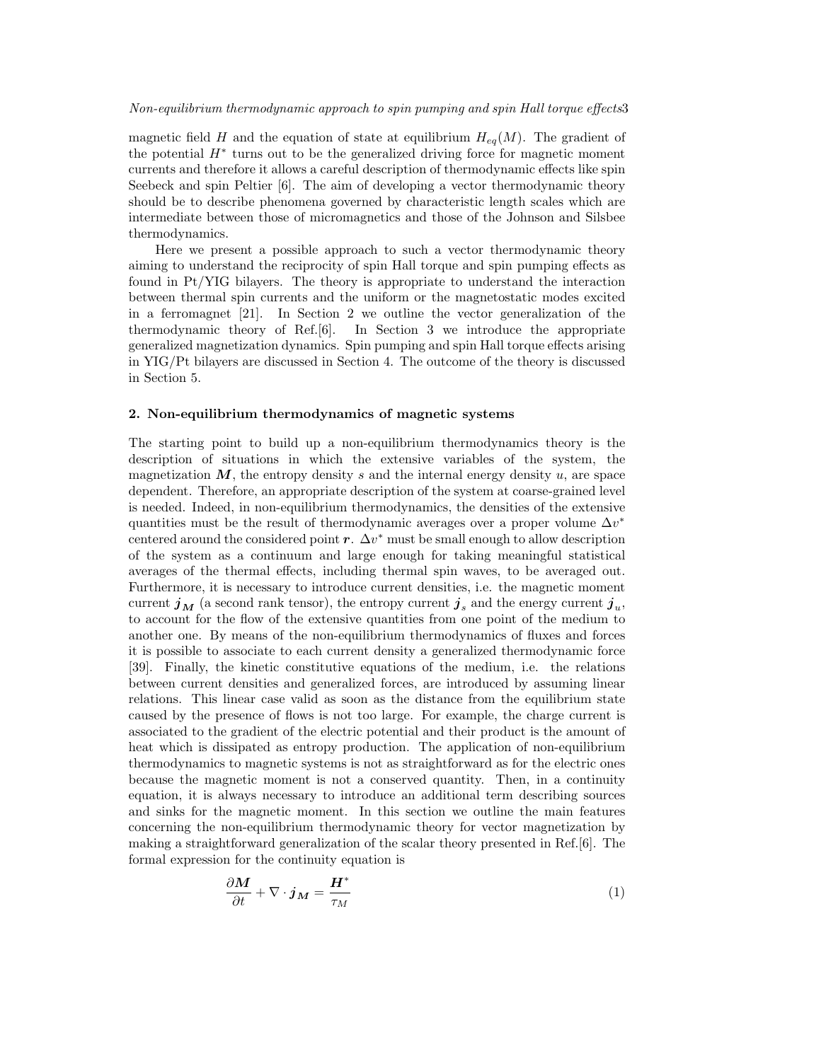magnetic field $H$ and the equation of state at equilibrium $H_{eq}(M)$. The gradient of the potential $H^*$ turns out to be the generalized driving force for magnetic moment currents and therefore it allows a careful description of thermodynamic effects like spin Seebeck and spin Peltier [6]. The aim of developing a vector thermodynamic theory should be to describe phenomena governed by characteristic length scales which are intermediate between those of micromagnetics and those of the Johnson and Silsbee thermodynamics.

Here we present a possible approach to such a vector thermodynamic theory aiming to understand the reciprocity of spin Hall torque and spin pumping effects as found in Pt/YIG bilayers. The theory is appropriate to understand the interaction between thermal spin currents and the uniform or the magnetostatic modes excited in a ferromagnet [21]. In Section 2 we outline the vector generalization of the thermodynamic theory of Ref.[6]. In Section 3 we introduce the appropriate generalized magnetization dynamics. Spin pumping and spin Hall torque effects arising in YIG/Pt bilayers are discussed in Section 4. The outcome of the theory is discussed in Section 5.

## 2. Non-equilibrium thermodynamics of magnetic systems

The starting point to build up a non-equilibrium thermodynamics theory is the description of situations in which the extensive variables of the system, the magnetization $\boldsymbol{M}$, the entropy density $s$ and the internal energy density $u$, are space dependent. Therefore, an appropriate description of the system at coarse-grained level is needed. Indeed, in non-equilibrium thermodynamics, the densities of the extensive quantities must be the result of thermodynamic averages over a proper volume $\Delta v^*$ centered around the considered point $\boldsymbol{r}$. $\Delta v^*$ must be small enough to allow description of the system as a continuum and large enough for taking meaningful statistical averages of the thermal effects, including thermal spin waves, to be averaged out. Furthermore, it is necessary to introduce current densities, i.e. the magnetic moment current $\boldsymbol{j}_{\boldsymbol{M}}$ (a second rank tensor), the entropy current $\boldsymbol{j}_s$ and the energy current $\boldsymbol{j}_u$, to account for the flow of the extensive quantities from one point of the medium to another one. By means of the non-equilibrium thermodynamics of fluxes and forces it is possible to associate to each current density a generalized thermodynamic force [39]. Finally, the kinetic constitutive equations of the medium, i.e. the relations between current densities and generalized forces, are introduced by assuming linear relations. This linear case valid as soon as the distance from the equilibrium state caused by the presence of flows is not too large. For example, the charge current is associated to the gradient of the electric potential and their product is the amount of heat which is dissipated as entropy production. The application of non-equilibrium thermodynamics to magnetic systems is not as straightforward as for the electric ones because the magnetic moment is not a conserved quantity. Then, in a continuity equation, it is always necessary to introduce an additional term describing sources and sinks for the magnetic moment. In this section we outline the main features concerning the non-equilibrium thermodynamic theory for vector magnetization by making a straightforward generalization of the scalar theory presented in Ref.[6]. The formal expression for the continuity equation is

$$\frac{\partial \boldsymbol{M}}{\partial t} + \nabla \cdot \boldsymbol{j}_{\boldsymbol{M}} = \frac{\boldsymbol{H}^*}{\tau_M} \tag{1}$$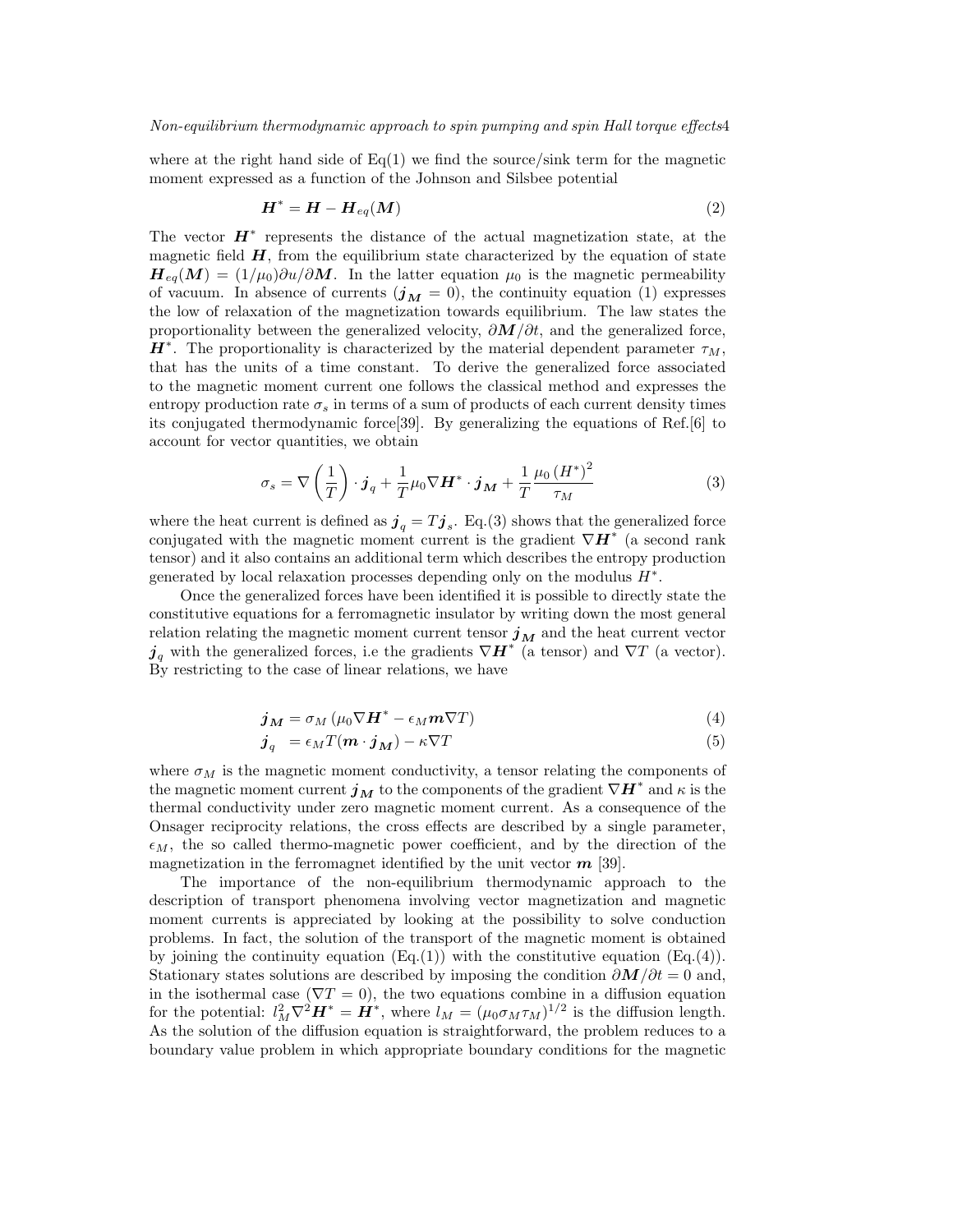where at the right hand side of Eq(1) we find the source/sink term for the magnetic moment expressed as a function of the Johnson and Silsbee potential

$$\boldsymbol{H}^* = \boldsymbol{H} - \boldsymbol{H}_{eq}(\boldsymbol{M}) \tag{2}$$

The vector $\boldsymbol{H}^*$ represents the distance of the actual magnetization state, at the magnetic field $\boldsymbol{H}$, from the equilibrium state characterized by the equation of state $\boldsymbol{H}_{eq}(\boldsymbol{M}) = (1/\mu_0)\partial u/\partial \boldsymbol{M}$. In the latter equation $\mu_0$ is the magnetic permeability of vacuum. In absence of currents ($\boldsymbol{j_M} = 0$), the continuity equation (1) expresses the low of relaxation of the magnetization towards equilibrium. The law states the proportionality between the generalized velocity, $\partial \boldsymbol{M}/\partial t$, and the generalized force, $\boldsymbol{H}^*$. The proportionality is characterized by the material dependent parameter $\tau_M$, that has the units of a time constant. To derive the generalized force associated to the magnetic moment current one follows the classical method and expresses the entropy production rate $\sigma_s$ in terms of a sum of products of each current density times its conjugated thermodynamic force[39]. By generalizing the equations of Ref.[6] to account for vector quantities, we obtain

$$\sigma_s = \nabla\left(\frac{1}{T}\right)\cdot \boldsymbol{j}_q + \frac{1}{T}\mu_0 \nabla \boldsymbol{H}^* \cdot \boldsymbol{j_M} + \frac{1}{T}\frac{\mu_0\left(H^*\right)^2}{\tau_M} \tag{3}$$

where the heat current is defined as $\boldsymbol{j}_q = T\boldsymbol{j}_s$. Eq.(3) shows that the generalized force conjugated with the magnetic moment current is the gradient $\nabla \boldsymbol{H}^*$ (a second rank tensor) and it also contains an additional term which describes the entropy production generated by local relaxation processes depending only on the modulus $H^*$.

Once the generalized forces have been identified it is possible to directly state the constitutive equations for a ferromagnetic insulator by writing down the most general relation relating the magnetic moment current tensor $\boldsymbol{j_M}$ and the heat current vector $\boldsymbol{j}_q$ with the generalized forces, i.e the gradients $\nabla \boldsymbol{H}^*$ (a tensor) and $\nabla T$ (a vector). By restricting to the case of linear relations, we have

$$\boldsymbol{j_M} = \sigma_M\left(\mu_0 \nabla \boldsymbol{H}^* - \epsilon_M \boldsymbol{m}\nabla T\right) \tag{4}$$

$$\boldsymbol{j}_q \;= \epsilon_M T(\boldsymbol{m}\cdot \boldsymbol{j_M}) - \kappa \nabla T \tag{5}$$

where $\sigma_M$ is the magnetic moment conductivity, a tensor relating the components of the magnetic moment current $\boldsymbol{j_M}$ to the components of the gradient $\nabla \boldsymbol{H}^*$ and $\kappa$ is the thermal conductivity under zero magnetic moment current. As a consequence of the Onsager reciprocity relations, the cross effects are described by a single parameter, $\epsilon_M$, the so called thermo-magnetic power coefficient, and by the direction of the magnetization in the ferromagnet identified by the unit vector $\boldsymbol{m}$ [39].

The importance of the non-equilibrium thermodynamic approach to the description of transport phenomena involving vector magnetization and magnetic moment currents is appreciated by looking at the possibility to solve conduction problems. In fact, the solution of the transport of the magnetic moment is obtained by joining the continuity equation (Eq.(1)) with the constitutive equation (Eq.(4)). Stationary states solutions are described by imposing the condition $\partial \boldsymbol{M}/\partial t = 0$ and, in the isothermal case ($\nabla T = 0$), the two equations combine in a diffusion equation for the potential: $l_M^2 \nabla^2 \boldsymbol{H}^* = \boldsymbol{H}^*$, where $l_M = (\mu_0 \sigma_M \tau_M)^{1/2}$ is the diffusion length. As the solution of the diffusion equation is straightforward, the problem reduces to a boundary value problem in which appropriate boundary conditions for the magnetic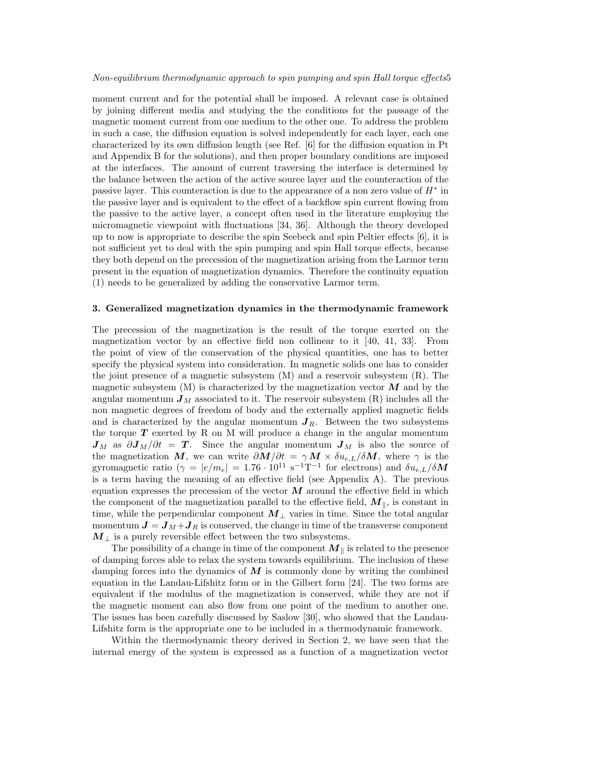moment current and for the potential shall be imposed. A relevant case is obtained by joining different media and studying the the conditions for the passage of the magnetic moment current from one medium to the other one. To address the problem in such a case, the diffusion equation is solved independently for each layer, each one characterized by its own diffusion length (see Ref. [6] for the diffusion equation in Pt and Appendix B for the solutions), and then proper boundary conditions are imposed at the interfaces. The amount of current traversing the interface is determined by the balance between the action of the active source layer and the counteraction of the passive layer. This counteraction is due to the appearance of a non zero value of $H^*$ in the passive layer and is equivalent to the effect of a backflow spin current flowing from the passive to the active layer, a concept often used in the literature employing the micromagnetic viewpoint with fluctuations [34, 36]. Although the theory developed up to now is appropriate to describe the spin Seebeck and spin Peltier effects [6], it is not sufficient yet to deal with the spin pumping and spin Hall torque effects, because they both depend on the precession of the magnetization arising from the Larmor term present in the equation of magnetization dynamics. Therefore the continuity equation (1) needs to be generalized by adding the conservative Larmor term.

## 3. Generalized magnetization dynamics in the thermodynamic framework

The precession of the magnetization is the result of the torque exerted on the magnetization vector by an effective field non collinear to it [40, 41, 33]. From the point of view of the conservation of the physical quantities, one has to better specify the physical system into consideration. In magnetic solids one has to consider the joint presence of a magnetic subsystem (M) and a reservoir subsystem (R). The magnetic subsystem (M) is characterized by the magnetization vector $\boldsymbol{M}$ and by the angular momentum $\boldsymbol{J}_M$ associated to it. The reservoir subsystem (R) includes all the non magnetic degrees of freedom of body and the externally applied magnetic fields and is characterized by the angular momentum $\boldsymbol{J}_R$. Between the two subsystems the torque $\boldsymbol{T}$ exerted by R on M will produce a change in the angular momentum $\boldsymbol{J}_M$ as $\partial \boldsymbol{J}_M/\partial t = \boldsymbol{T}$. Since the angular momentum $\boldsymbol{J}_M$ is also the source of the magnetization $\boldsymbol{M}$, we can write $\partial \boldsymbol{M}/\partial t = \gamma \boldsymbol{M} \times \delta u_{e,L}/\delta \boldsymbol{M}$, where $\gamma$ is the gyromagnetic ratio ($\gamma = |e/m_e| = 1.76 \cdot 10^{11}$ s$^{-1}$T$^{-1}$ for electrons) and $\delta u_{e,L}/\delta \boldsymbol{M}$ is a term having the meaning of an effective field (see Appendix A). The previous equation expresses the precession of the vector $\boldsymbol{M}$ around the effective field in which the component of the magnetization parallel to the effective field, $\boldsymbol{M}_\parallel$, is constant in time, while the perpendicular component $\boldsymbol{M}_\perp$ varies in time. Since the total angular momentum $\boldsymbol{J} = \boldsymbol{J}_M + \boldsymbol{J}_R$ is conserved, the change in time of the transverse component $\boldsymbol{M}_\perp$ is a purely reversible effect between the two subsystems.

The possibility of a change in time of the component $\boldsymbol{M}_\parallel$ is related to the presence of damping forces able to relax the system towards equilibrium. The inclusion of these damping forces into the dynamics of $\boldsymbol{M}$ is commonly done by writing the combined equation in the Landau-Lifshitz form or in the Gilbert form [24]. The two forms are equivalent if the modulus of the magnetization is conserved, while they are not if the magnetic moment can also flow from one point of the medium to another one. The issues has been carefully discussed by Saslow [30], who showed that the Landau-Lifshitz form is the appropriate one to be included in a thermodynamic framework.

Within the thermodynamic theory derived in Section 2, we have seen that the internal energy of the system is expressed as a function of a magnetization vector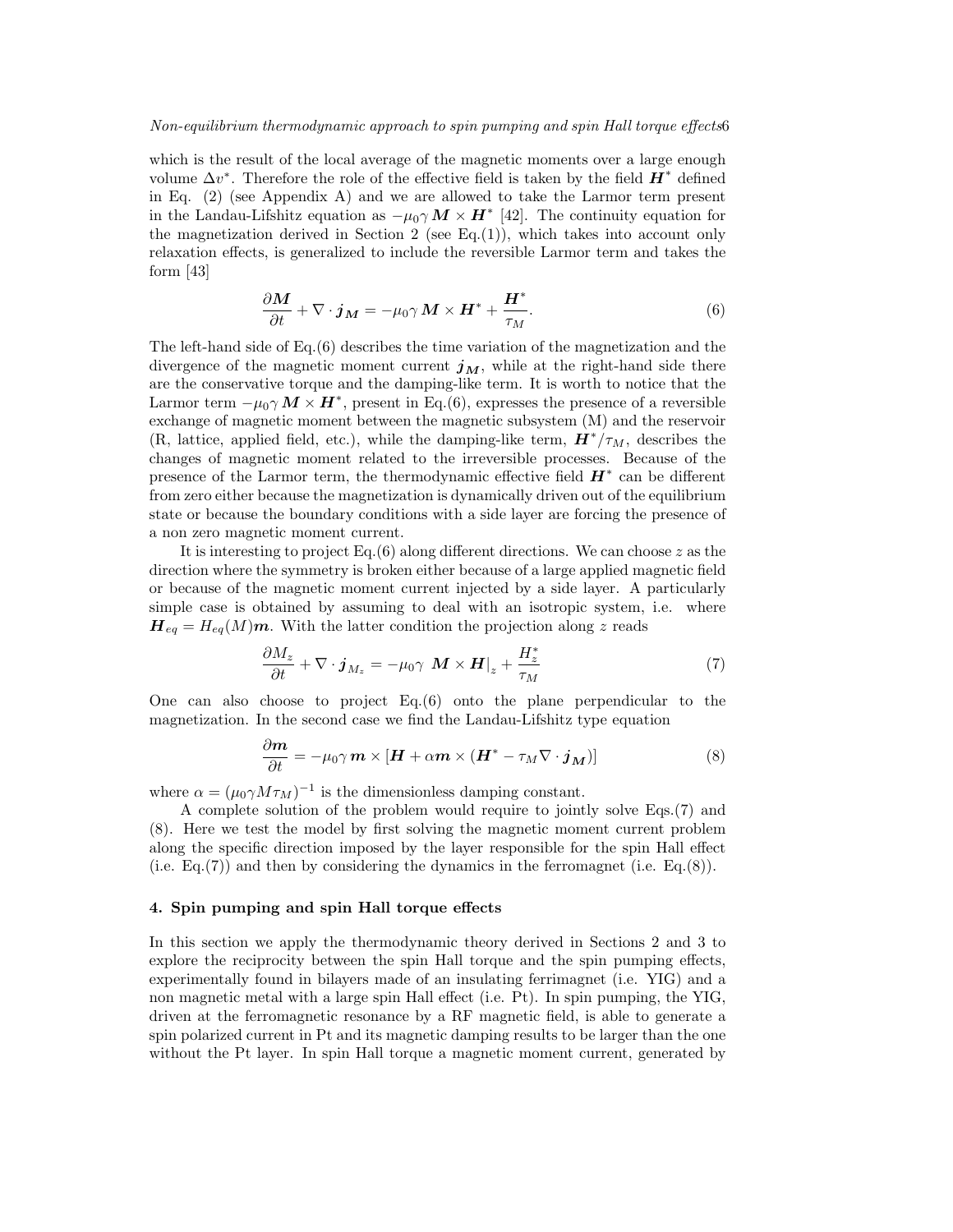which is the result of the local average of the magnetic moments over a large enough volume $\Delta v^*$. Therefore the role of the effective field is taken by the field $\boldsymbol{H}^*$ defined in Eq. (2) (see Appendix A) and we are allowed to take the Larmor term present in the Landau-Lifshitz equation as $-\mu_0\gamma\,\boldsymbol{M}\times\boldsymbol{H}^*$ [42]. The continuity equation for the magnetization derived in Section 2 (see Eq.(1)), which takes into account only relaxation effects, is generalized to include the reversible Larmor term and takes the form [43]

$$\frac{\partial \boldsymbol{M}}{\partial t} + \nabla\cdot\boldsymbol{j}_{\boldsymbol{M}} = -\mu_0\gamma\,\boldsymbol{M}\times\boldsymbol{H}^* + \frac{\boldsymbol{H}^*}{\tau_M}. \tag{6}$$

The left-hand side of Eq.(6) describes the time variation of the magnetization and the divergence of the magnetic moment current $\boldsymbol{j}_{\boldsymbol{M}}$, while at the right-hand side there are the conservative torque and the damping-like term. It is worth to notice that the Larmor term $-\mu_0\gamma\,\boldsymbol{M}\times\boldsymbol{H}^*$, present in Eq.(6), expresses the presence of a reversible exchange of magnetic moment between the magnetic subsystem (M) and the reservoir (R, lattice, applied field, etc.), while the damping-like term, $\boldsymbol{H}^*/\tau_M$, describes the changes of magnetic moment related to the irreversible processes. Because of the presence of the Larmor term, the thermodynamic effective field $\boldsymbol{H}^*$ can be different from zero either because the magnetization is dynamically driven out of the equilibrium state or because the boundary conditions with a side layer are forcing the presence of a non zero magnetic moment current.

It is interesting to project Eq.(6) along different directions. We can choose $z$ as the direction where the symmetry is broken either because of a large applied magnetic field or because of the magnetic moment current injected by a side layer. A particularly simple case is obtained by assuming to deal with an isotropic system, i.e. where $\boldsymbol{H}_{eq} = H_{eq}(M)\boldsymbol{m}$. With the latter condition the projection along $z$ reads

$$\frac{\partial M_z}{\partial t} + \nabla\cdot\boldsymbol{j}_{M_z} = -\mu_0\gamma\,\left.\boldsymbol{M}\times\boldsymbol{H}\right|_z + \frac{H_z^*}{\tau_M} \tag{7}$$

One can also choose to project Eq.(6) onto the plane perpendicular to the magnetization. In the second case we find the Landau-Lifshitz type equation

$$\frac{\partial \boldsymbol{m}}{\partial t} = -\mu_0\gamma\,\boldsymbol{m}\times\left[\boldsymbol{H} + \alpha\boldsymbol{m}\times(\boldsymbol{H}^* - \tau_M\nabla\cdot\boldsymbol{j}_{\boldsymbol{M}})\right] \tag{8}$$

where $\alpha = (\mu_0\gamma M\tau_M)^{-1}$ is the dimensionless damping constant.

A complete solution of the problem would require to jointly solve Eqs.(7) and (8). Here we test the model by first solving the magnetic moment current problem along the specific direction imposed by the layer responsible for the spin Hall effect (i.e. Eq.(7)) and then by considering the dynamics in the ferromagnet (i.e. Eq.(8)).

## 4. Spin pumping and spin Hall torque effects

In this section we apply the thermodynamic theory derived in Sections 2 and 3 to explore the reciprocity between the spin Hall torque and the spin pumping effects, experimentally found in bilayers made of an insulating ferrimagnet (i.e. YIG) and a non magnetic metal with a large spin Hall effect (i.e. Pt). In spin pumping, the YIG, driven at the ferromagnetic resonance by a RF magnetic field, is able to generate a spin polarized current in Pt and its magnetic damping results to be larger than the one without the Pt layer. In spin Hall torque a magnetic moment current, generated by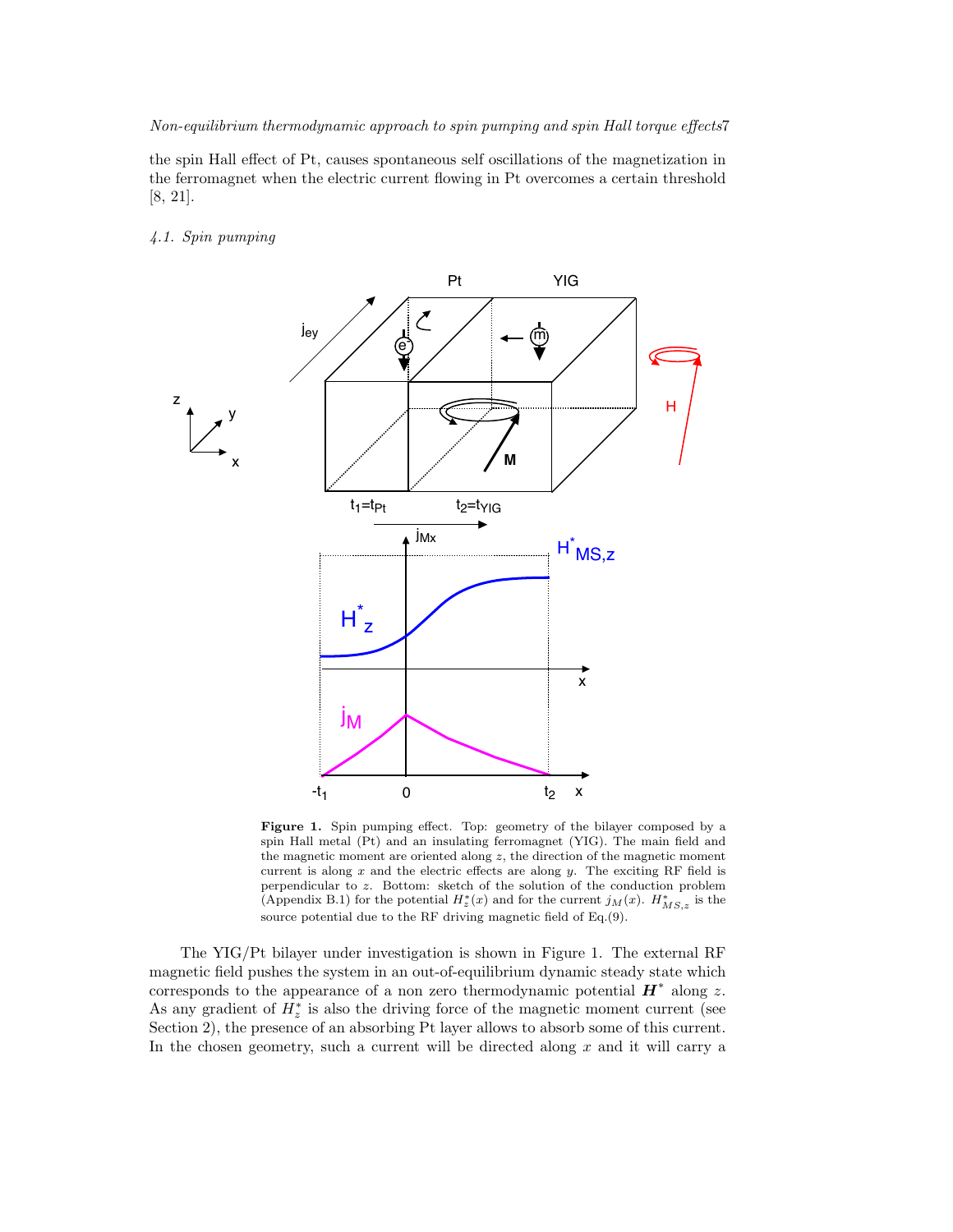the spin Hall effect of Pt, causes spontaneous self oscillations of the magnetization in the ferromagnet when the electric current flowing in Pt overcomes a certain threshold [8, 21].

### *4.1. Spin pumping*

**Figure 1.** Spin pumping effect. Top: geometry of the bilayer composed by a spin Hall metal (Pt) and an insulating ferromagnet (YIG). The main field and the magnetic moment are oriented along $z$, the direction of the magnetic moment current is along $x$ and the electric effects are along $y$. The exciting RF field is perpendicular to $z$. Bottom: sketch of the solution of the conduction problem (Appendix B.1) for the potential $H_z^*(x)$ and for the current $j_M(x)$. $H_{MS,z}^*$ is the source potential due to the RF driving magnetic field of Eq.(9).

The YIG/Pt bilayer under investigation is shown in Figure 1. The external RF magnetic field pushes the system in an out-of-equilibrium dynamic steady state which corresponds to the appearance of a non zero thermodynamic potential $\boldsymbol{H}^*$ along $z$. As any gradient of $H_z^*$ is also the driving force of the magnetic moment current (see Section 2), the presence of an absorbing Pt layer allows to absorb some of this current. In the chosen geometry, such a current will be directed along $x$ and it will carry a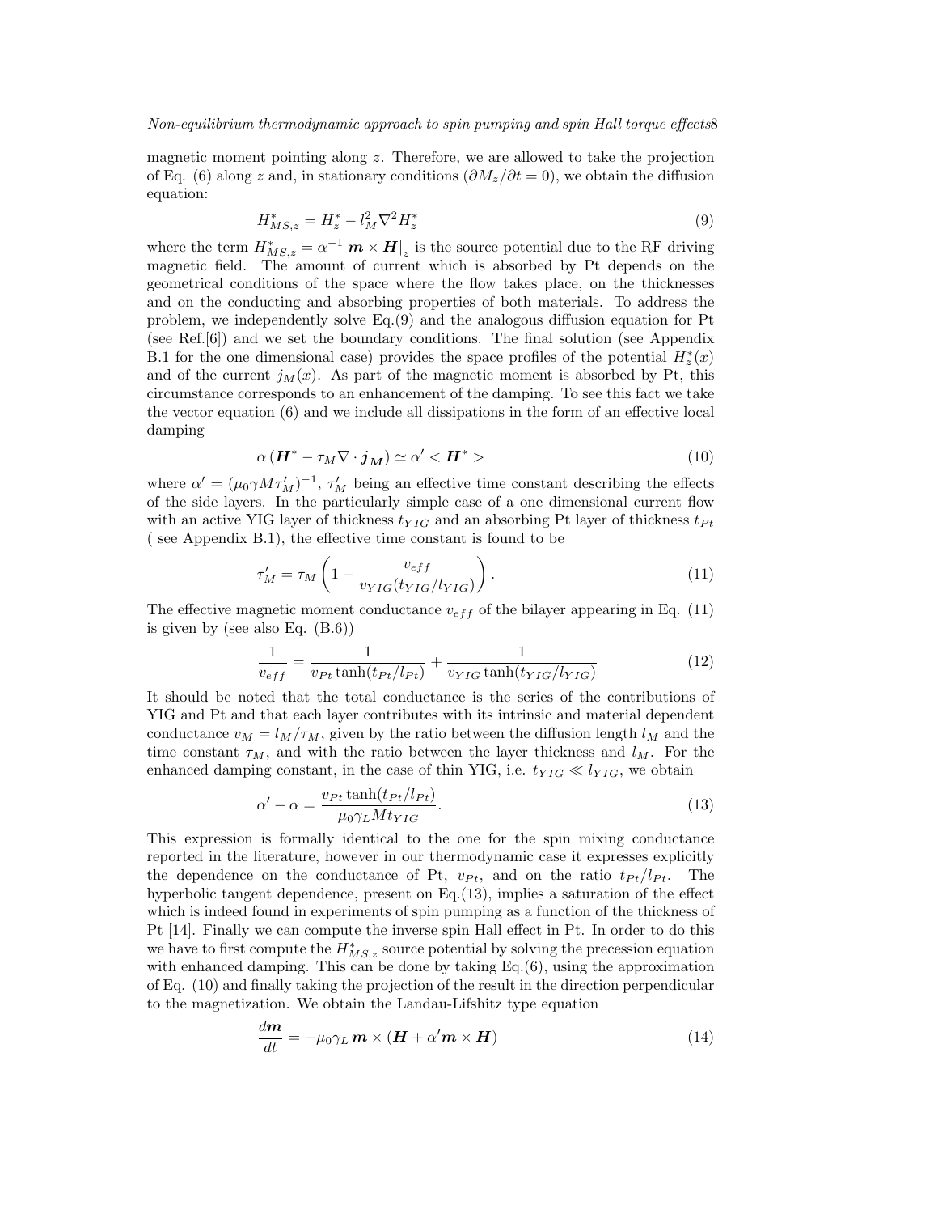magnetic moment pointing along $z$. Therefore, we are allowed to take the projection of Eq. (6) along $z$ and, in stationary conditions ($\partial M_z/\partial t = 0$), we obtain the diffusion equation:

$$H^*_{MS,z} = H^*_z - l_M^2 \nabla^2 H^*_z \tag{9}$$

where the term $H^*_{MS,z} = \alpha^{-1} \, \boldsymbol{m} \times \boldsymbol{H}|_z$ is the source potential due to the RF driving magnetic field. The amount of current which is absorbed by Pt depends on the geometrical conditions of the space where the flow takes place, on the thicknesses and on the conducting and absorbing properties of both materials. To address the problem, we independently solve Eq.(9) and the analogous diffusion equation for Pt (see Ref.[6]) and we set the boundary conditions. The final solution (see Appendix B.1 for the one dimensional case) provides the space profiles of the potential $H^*_z(x)$ and of the current $j_M(x)$. As part of the magnetic moment is absorbed by Pt, this circumstance corresponds to an enhancement of the damping. To see this fact we take the vector equation (6) and we include all dissipations in the form of an effective local damping

$$\alpha \left(\boldsymbol{H}^* - \tau_M \nabla \cdot \boldsymbol{j_M}\right) \simeq \alpha' < \boldsymbol{H}^* > \tag{10}$$

where $\alpha' = (\mu_0 \gamma M \tau'_M)^{-1}$, $\tau'_M$ being an effective time constant describing the effects of the side layers. In the particularly simple case of a one dimensional current flow with an active YIG layer of thickness $t_{YIG}$ and an absorbing Pt layer of thickness $t_{Pt}$ ( see Appendix B.1), the effective time constant is found to be

$$\tau'_M = \tau_M \left(1 - \frac{v_{eff}}{v_{YIG}(t_{YIG}/l_{YIG})}\right). \tag{11}$$

The effective magnetic moment conductance $v_{eff}$ of the bilayer appearing in Eq. (11) is given by (see also Eq. (B.6))

$$\frac{1}{v_{eff}} = \frac{1}{v_{Pt}\tanh(t_{Pt}/l_{Pt})} + \frac{1}{v_{YIG}\tanh(t_{YIG}/l_{YIG})} \tag{12}$$

It should be noted that the total conductance is the series of the contributions of YIG and Pt and that each layer contributes with its intrinsic and material dependent conductance $v_M = l_M/\tau_M$, given by the ratio between the diffusion length $l_M$ and the time constant $\tau_M$, and with the ratio between the layer thickness and $l_M$. For the enhanced damping constant, in the case of thin YIG, i.e. $t_{YIG} \ll l_{YIG}$, we obtain

$$\alpha' - \alpha = \frac{v_{Pt}\tanh(t_{Pt}/l_{Pt})}{\mu_0 \gamma_L M t_{YIG}}. \tag{13}$$

This expression is formally identical to the one for the spin mixing conductance reported in the literature, however in our thermodynamic case it expresses explicitly the dependence on the conductance of Pt, $v_{Pt}$, and on the ratio $t_{Pt}/l_{Pt}$. The hyperbolic tangent dependence, present on Eq.(13), implies a saturation of the effect which is indeed found in experiments of spin pumping as a function of the thickness of Pt [14]. Finally we can compute the inverse spin Hall effect in Pt. In order to do this we have to first compute the $H^*_{MS,z}$ source potential by solving the precession equation with enhanced damping. This can be done by taking Eq.(6), using the approximation of Eq. (10) and finally taking the projection of the result in the direction perpendicular to the magnetization. We obtain the Landau-Lifshitz type equation

$$\frac{d\boldsymbol{m}}{dt} = -\mu_0 \gamma_L \, \boldsymbol{m} \times \left(\boldsymbol{H} + \alpha' \boldsymbol{m} \times \boldsymbol{H}\right) \tag{14}$$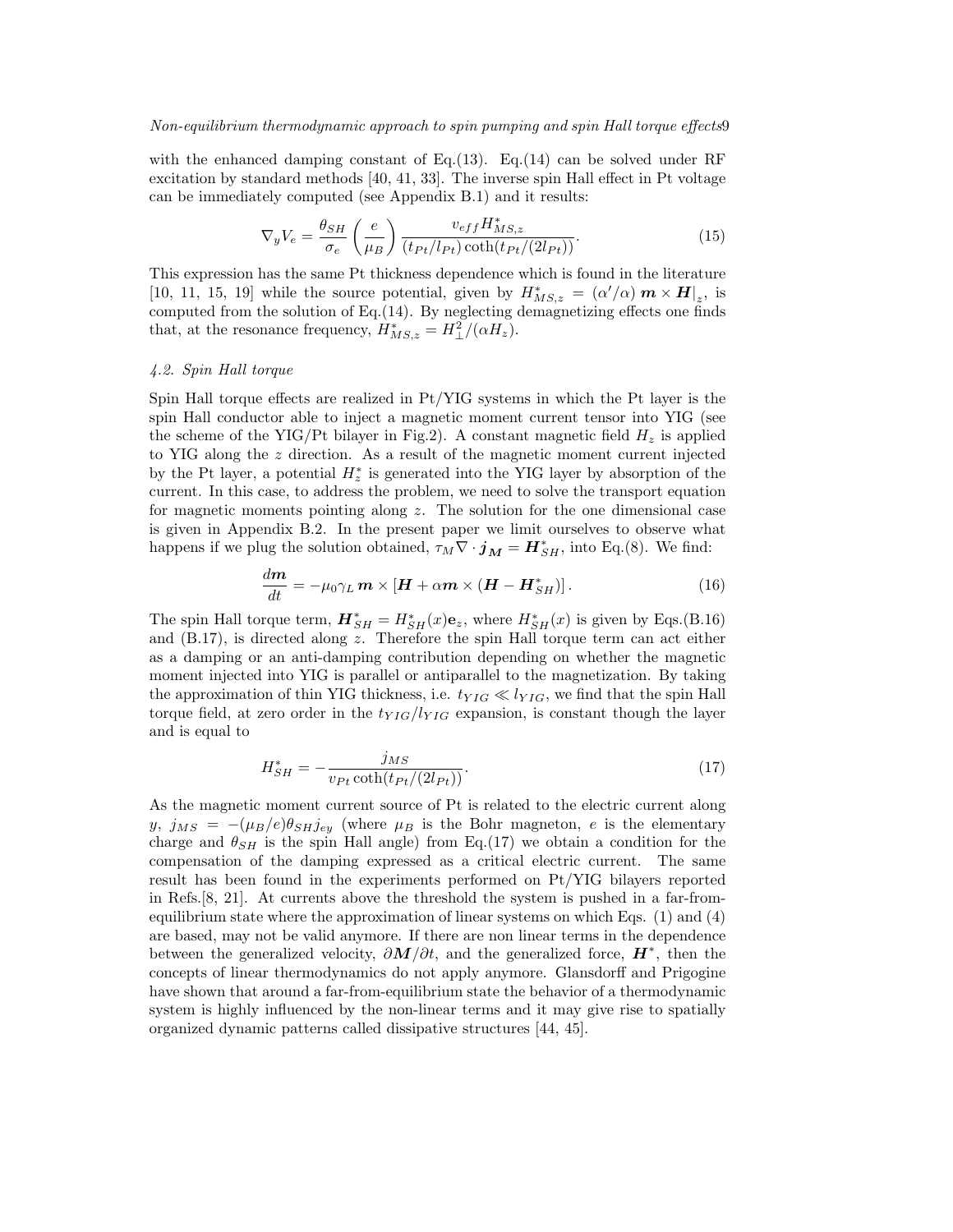with the enhanced damping constant of Eq.(13). Eq.(14) can be solved under RF excitation by standard methods [40, 41, 33]. The inverse spin Hall effect in Pt voltage can be immediately computed (see Appendix B.1) and it results:

$$\nabla_y V_e = \frac{\theta_{SH}}{\sigma_e} \left( \frac{e}{\mu_B} \right) \frac{v_{eff} H^*_{MS,z}}{(t_{Pt}/l_{Pt}) \coth(t_{Pt}/(2l_{Pt}))}. \tag{15}$$

This expression has the same Pt thickness dependence which is found in the literature [10, 11, 15, 19] while the source potential, given by $H^*_{MS,z} = (\alpha'/\alpha) \, \boldsymbol{m} \times \boldsymbol{H}|_z$, is computed from the solution of Eq.(14). By neglecting demagnetizing effects one finds that, at the resonance frequency, $H^*_{MS,z} = H^2_{\perp}/(\alpha H_z)$.

### *4.2. Spin Hall torque*

Spin Hall torque effects are realized in Pt/YIG systems in which the Pt layer is the spin Hall conductor able to inject a magnetic moment current tensor into YIG (see the scheme of the YIG/Pt bilayer in Fig.2). A constant magnetic field $H_z$ is applied to YIG along the $z$ direction. As a result of the magnetic moment current injected by the Pt layer, a potential $H^*_z$ is generated into the YIG layer by absorption of the current. In this case, to address the problem, we need to solve the transport equation for magnetic moments pointing along $z$. The solution for the one dimensional case is given in Appendix B.2. In the present paper we limit ourselves to observe what happens if we plug the solution obtained, $\tau_M \nabla \cdot \boldsymbol{j_M} = \boldsymbol{H}^*_{SH}$, into Eq.(8). We find:

$$\frac{d\boldsymbol{m}}{dt} = -\mu_0 \gamma_L \, \boldsymbol{m} \times [\boldsymbol{H} + \alpha \boldsymbol{m} \times (\boldsymbol{H} - \boldsymbol{H}^*_{SH})] \, . \tag{16}$$

The spin Hall torque term, $\boldsymbol{H}^*_{SH} = H^*_{SH}(x)\mathbf{e}_z$, where $H^*_{SH}(x)$ is given by Eqs.(B.16) and (B.17), is directed along $z$. Therefore the spin Hall torque term can act either as a damping or an anti-damping contribution depending on whether the magnetic moment injected into YIG is parallel or antiparallel to the magnetization. By taking the approximation of thin YIG thickness, i.e. $t_{YIG} \ll l_{YIG}$, we find that the spin Hall torque field, at zero order in the $t_{YIG}/l_{YIG}$ expansion, is constant though the layer and is equal to

$$H^*_{SH} = -\frac{j_{MS}}{v_{Pt} \coth(t_{Pt}/(2l_{Pt}))}. \tag{17}$$

As the magnetic moment current source of Pt is related to the electric current along $y$, $j_{MS} = -(\mu_B/e)\theta_{SH} j_{ey}$ (where $\mu_B$ is the Bohr magneton, $e$ is the elementary charge and $\theta_{SH}$ is the spin Hall angle) from Eq.(17) we obtain a condition for the compensation of the damping expressed as a critical electric current. The same result has been found in the experiments performed on Pt/YIG bilayers reported in Refs.[8, 21]. At currents above the threshold the system is pushed in a far-from-equilibrium state where the approximation of linear systems on which Eqs. (1) and (4) are based, may not be valid anymore. If there are non linear terms in the dependence between the generalized velocity, $\partial \boldsymbol{M}/\partial t$, and the generalized force, $\boldsymbol{H}^*$, then the concepts of linear thermodynamics do not apply anymore. Glansdorff and Prigogine have shown that around a far-from-equilibrium state the behavior of a thermodynamic system is highly influenced by the non-linear terms and it may give rise to spatially organized dynamic patterns called dissipative structures [44, 45].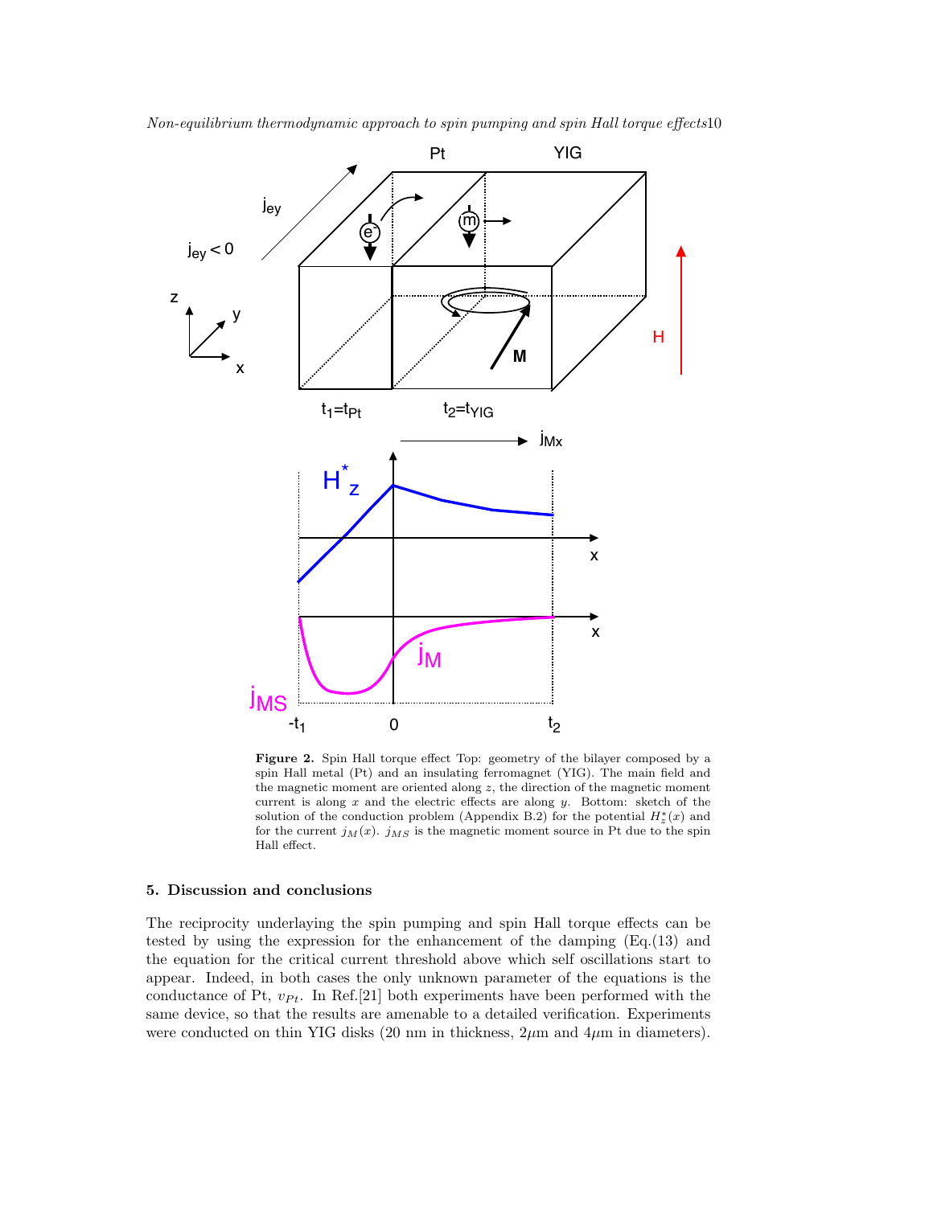**Figure 2.** Spin Hall torque effect Top: geometry of the bilayer composed by a spin Hall metal (Pt) and an insulating ferromagnet (YIG). The main field and the magnetic moment are oriented along $z$, the direction of the magnetic moment current is along $x$ and the electric effects are along $y$. Bottom: sketch of the solution of the conduction problem (Appendix B.2) for the potential $H_z^*(x)$ and for the current $j_M(x)$. $j_{MS}$ is the magnetic moment source in Pt due to the spin Hall effect.

## 5. Discussion and conclusions

The reciprocity underlaying the spin pumping and spin Hall torque effects can be tested by using the expression for the enhancement of the damping (Eq.(13) and the equation for the critical current threshold above which self oscillations start to appear. Indeed, in both cases the only unknown parameter of the equations is the conductance of Pt, $v_{Pt}$. In Ref.[21] both experiments have been performed with the same device, so that the results are amenable to a detailed verification. Experiments were conducted on thin YIG disks (20 nm in thickness, $2\mu$m and $4\mu$m in diameters).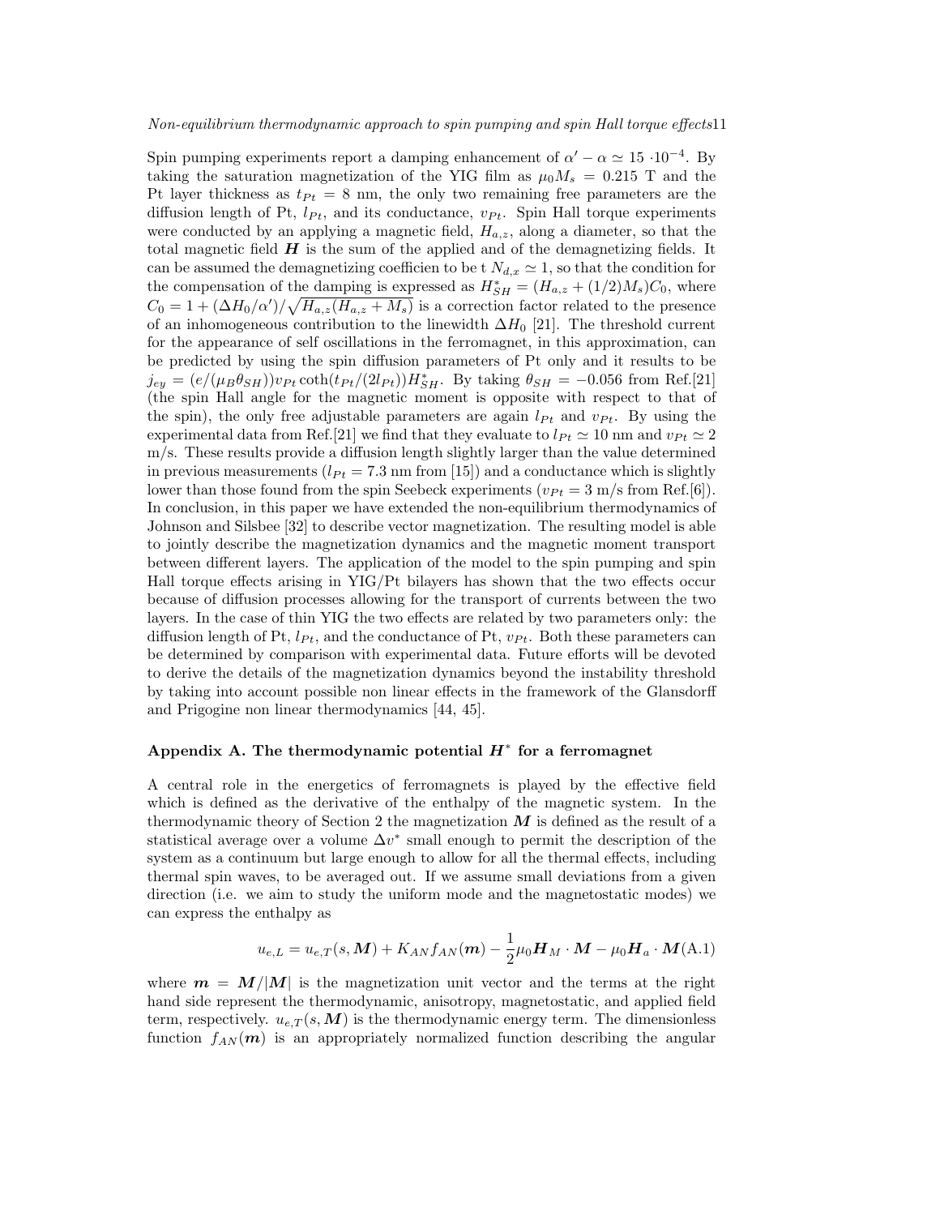Spin pumping experiments report a damping enhancement of $\alpha' - \alpha \simeq 15 \cdot 10^{-4}$. By taking the saturation magnetization of the YIG film as $\mu_0 M_s = 0.215$ T and the Pt layer thickness as $t_{Pt} = 8$ nm, the only two remaining free parameters are the diffusion length of Pt, $l_{Pt}$, and its conductance, $v_{Pt}$. Spin Hall torque experiments were conducted by an applying a magnetic field, $H_{a,z}$, along a diameter, so that the total magnetic field $\boldsymbol{H}$ is the sum of the applied and of the demagnetizing fields. It can be assumed the demagnetizing coefficien to be t $N_{d,x} \simeq 1$, so that the condition for the compensation of the damping is expressed as $H^*_{SH} = (H_{a,z} + (1/2)M_s)C_0$, where $C_0 = 1 + (\Delta H_0/\alpha')/\sqrt{H_{a,z}(H_{a,z} + M_s)}$ is a correction factor related to the presence of an inhomogeneous contribution to the linewidth $\Delta H_0$ [21]. The threshold current for the appearance of self oscillations in the ferromagnet, in this approximation, can be predicted by using the spin diffusion parameters of Pt only and it results to be $j_{ey} = (e/(\mu_B \theta_{SH}))v_{Pt} \coth(t_{Pt}/(2l_{Pt}))H^*_{SH}$. By taking $\theta_{SH} = -0.056$ from Ref.[21] (the spin Hall angle for the magnetic moment is opposite with respect to that of the spin), the only free adjustable parameters are again $l_{Pt}$ and $v_{Pt}$. By using the experimental data from Ref.[21] we find that they evaluate to $l_{Pt} \simeq 10$ nm and $v_{Pt} \simeq 2$ m/s. These results provide a diffusion length slightly larger than the value determined in previous measurements ($l_{Pt} = 7.3$ nm from [15]) and a conductance which is slightly lower than those found from the spin Seebeck experiments ($v_{Pt} = 3$ m/s from Ref.[6]). In conclusion, in this paper we have extended the non-equilibrium thermodynamics of Johnson and Silsbee [32] to describe vector magnetization. The resulting model is able to jointly describe the magnetization dynamics and the magnetic moment transport between different layers. The application of the model to the spin pumping and spin Hall torque effects arising in YIG/Pt bilayers has shown that the two effects occur because of diffusion processes allowing for the transport of currents between the two layers. In the case of thin YIG the two effects are related by two parameters only: the diffusion length of Pt, $l_{Pt}$, and the conductance of Pt, $v_{Pt}$. Both these parameters can be determined by comparison with experimental data. Future efforts will be devoted to derive the details of the magnetization dynamics beyond the instability threshold by taking into account possible non linear effects in the framework of the Glansdorff and Prigogine non linear thermodynamics [44, 45].

## Appendix A. The thermodynamic potential $\boldsymbol{H}^*$ for a ferromagnet

A central role in the energetics of ferromagnets is played by the effective field which is defined as the derivative of the enthalpy of the magnetic system. In the thermodynamic theory of Section 2 the magnetization $\boldsymbol{M}$ is defined as the result of a statistical average over a volume $\Delta v^*$ small enough to permit the description of the system as a continuum but large enough to allow for all the thermal effects, including thermal spin waves, to be averaged out. If we assume small deviations from a given direction (i.e. we aim to study the uniform mode and the magnetostatic modes) we can express the enthalpy as

$$u_{e,L} = u_{e,T}(s, \boldsymbol{M}) + K_{AN} f_{AN}(\boldsymbol{m}) - \frac{1}{2}\mu_0 \boldsymbol{H}_M \cdot \boldsymbol{M} - \mu_0 \boldsymbol{H}_a \cdot \boldsymbol{M} \quad \text{(A.1)}$$

where $\boldsymbol{m} = \boldsymbol{M}/|\boldsymbol{M}|$ is the magnetization unit vector and the terms at the right hand side represent the thermodynamic, anisotropy, magnetostatic, and applied field term, respectively. $u_{e,T}(s, \boldsymbol{M})$ is the thermodynamic energy term. The dimensionless function $f_{AN}(\boldsymbol{m})$ is an appropriately normalized function describing the angular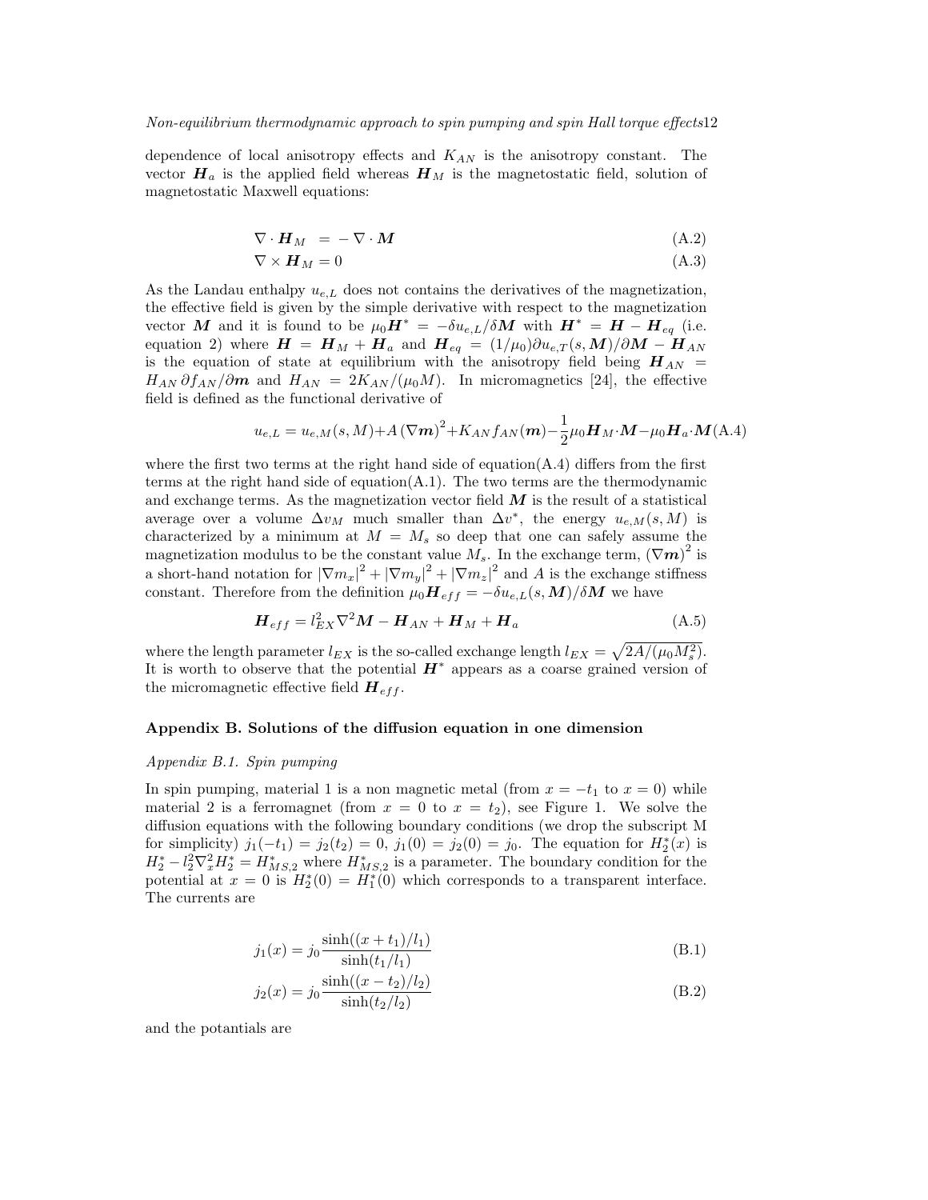dependence of local anisotropy effects and $K_{AN}$ is the anisotropy constant. The vector $\boldsymbol{H}_a$ is the applied field whereas $\boldsymbol{H}_M$ is the magnetostatic field, solution of magnetostatic Maxwell equations:

$$\nabla \cdot \boldsymbol{H}_M = -\nabla \cdot \boldsymbol{M} \tag{A.2}$$

$$\nabla \times \boldsymbol{H}_M = 0 \tag{A.3}$$

As the Landau enthalpy $u_{e,L}$ does not contains the derivatives of the magnetization, the effective field is given by the simple derivative with respect to the magnetization vector $\boldsymbol{M}$ and it is found to be $\mu_0 \boldsymbol{H}^* = -\delta u_{e,L}/\delta \boldsymbol{M}$ with $\boldsymbol{H}^* = \boldsymbol{H} - \boldsymbol{H}_{eq}$ (i.e. equation 2) where $\boldsymbol{H} = \boldsymbol{H}_M + \boldsymbol{H}_a$ and $\boldsymbol{H}_{eq} = (1/\mu_0)\partial u_{e,T}(s, \boldsymbol{M})/\partial \boldsymbol{M} - \boldsymbol{H}_{AN}$ is the equation of state at equilibrium with the anisotropy field being $\boldsymbol{H}_{AN} = H_{AN}\, \partial f_{AN}/\partial \boldsymbol{m}$ and $H_{AN} = 2K_{AN}/(\mu_0 M)$. In micromagnetics [24], the effective field is defined as the functional derivative of

$$u_{e,L} = u_{e,M}(s, M) + A\left(\nabla \boldsymbol{m}\right)^2 + K_{AN} f_{AN}(\boldsymbol{m}) - \frac{1}{2}\mu_0 \boldsymbol{H}_M \cdot \boldsymbol{M} - \mu_0 \boldsymbol{H}_a \cdot \boldsymbol{M} \tag{A.4}$$

where the first two terms at the right hand side of equation(A.4) differs from the first terms at the right hand side of equation(A.1). The two terms are the thermodynamic and exchange terms. As the magnetization vector field $\boldsymbol{M}$ is the result of a statistical average over a volume $\Delta v_M$ much smaller than $\Delta v^*$, the energy $u_{e,M}(s, M)$ is characterized by a minimum at $M = M_s$ so deep that one can safely assume the magnetization modulus to be the constant value $M_s$. In the exchange term, $\left(\nabla \boldsymbol{m}\right)^2$ is a short-hand notation for $|\nabla m_x|^2 + |\nabla m_y|^2 + |\nabla m_z|^2$ and $A$ is the exchange stiffness constant. Therefore from the definition $\mu_0 \boldsymbol{H}_{eff} = -\delta u_{e,L}(s, \boldsymbol{M})/\delta \boldsymbol{M}$ we have

$$\boldsymbol{H}_{eff} = l_{EX}^2 \nabla^2 \boldsymbol{M} - \boldsymbol{H}_{AN} + \boldsymbol{H}_M + \boldsymbol{H}_a \tag{A.5}$$

where the length parameter $l_{EX}$ is the so-called exchange length $l_{EX} = \sqrt{2A/(\mu_0 M_s^2)}$. It is worth to observe that the potential $\boldsymbol{H}^*$ appears as a coarse grained version of the micromagnetic effective field $\boldsymbol{H}_{eff}$.

## Appendix B. Solutions of the diffusion equation in one dimension

### Appendix B.1. Spin pumping

In spin pumping, material 1 is a non magnetic metal (from $x = -t_1$ to $x = 0$) while material 2 is a ferromagnet (from $x = 0$ to $x = t_2$), see Figure 1. We solve the diffusion equations with the following boundary conditions (we drop the subscript M for simplicity) $j_1(-t_1) = j_2(t_2) = 0$, $j_1(0) = j_2(0) = j_0$. The equation for $H_2^*(x)$ is $H_2^* - l_2^2 \nabla_x^2 H_2^* = H_{MS,2}^*$ where $H_{MS,2}^*$ is a parameter. The boundary condition for the potential at $x = 0$ is $H_2^*(0) = H_1^*(0)$ which corresponds to a transparent interface. The currents are

$$j_1(x) = j_0 \frac{\sinh((x + t_1)/l_1)}{\sinh(t_1/l_1)} \tag{B.1}$$

$$j_2(x) = j_0 \frac{\sinh((x - t_2)/l_2)}{\sinh(t_2/l_2)} \tag{B.2}$$

and the potentials are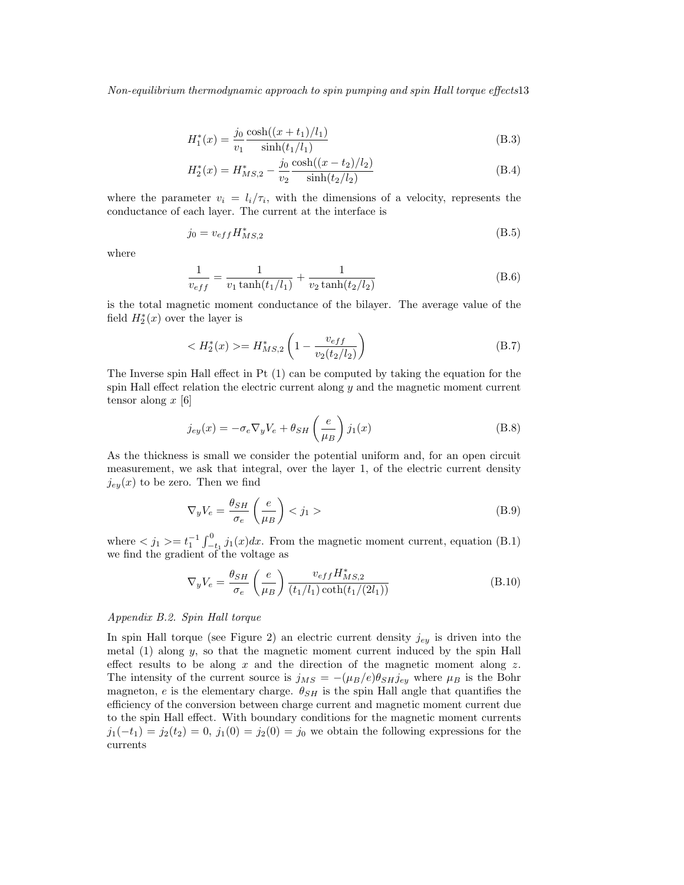$$H_1^*(x) = \frac{j_0}{v_1} \frac{\cosh((x + t_1)/l_1)}{\sinh(t_1/l_1)} \tag{B.3}$$

$$H_2^*(x) = H_{MS,2}^* - \frac{j_0}{v_2} \frac{\cosh((x - t_2)/l_2)}{\sinh(t_2/l_2)} \tag{B.4}$$

where the parameter $v_i = l_i/\tau_i$, with the dimensions of a velocity, represents the conductance of each layer. The current at the interface is

$$j_0 = v_{eff} H_{MS,2}^* \tag{B.5}$$

where

$$\frac{1}{v_{eff}} = \frac{1}{v_1 \tanh(t_1/l_1)} + \frac{1}{v_2 \tanh(t_2/l_2)} \tag{B.6}$$

is the total magnetic moment conductance of the bilayer. The average value of the field $H_2^*(x)$ over the layer is

$$< H_2^*(x) >= H_{MS,2}^* \left(1 - \frac{v_{eff}}{v_2(t_2/l_2)}\right) \tag{B.7}$$

The Inverse spin Hall effect in Pt (1) can be computed by taking the equation for the spin Hall effect relation the electric current along $y$ and the magnetic moment current tensor along $x$ [6]

$$j_{ey}(x) = -\sigma_e \nabla_y V_e + \theta_{SH} \left(\frac{e}{\mu_B}\right) j_1(x) \tag{B.8}$$

As the thickness is small we consider the potential uniform and, for an open circuit measurement, we ask that integral, over the layer 1, of the electric current density $j_{ey}(x)$ to be zero. Then we find

$$\nabla_y V_e = \frac{\theta_{SH}}{\sigma_e} \left(\frac{e}{\mu_B}\right) < j_1 > \tag{B.9}$$

where $< j_1 >= t_1^{-1} \int_{-t_1}^{0} j_1(x) dx$. From the magnetic moment current, equation (B.1) we find the gradient of the voltage as

$$\nabla_y V_e = \frac{\theta_{SH}}{\sigma_e} \left(\frac{e}{\mu_B}\right) \frac{v_{eff} H_{MS,2}^*}{(t_1/l_1) \coth(t_1/(2l_1))} \tag{B.10}$$

*Appendix B.2. Spin Hall torque*

In spin Hall torque (see Figure 2) an electric current density $j_{ey}$ is driven into the metal (1) along $y$, so that the magnetic moment current induced by the spin Hall effect results to be along $x$ and the direction of the magnetic moment along $z$. The intensity of the current source is $j_{MS} = -(\mu_B/e)\theta_{SH} j_{ey}$ where $\mu_B$ is the Bohr magneton, $e$ is the elementary charge. $\theta_{SH}$ is the spin Hall angle that quantifies the efficiency of the conversion between charge current and magnetic moment current due to the spin Hall effect. With boundary conditions for the magnetic moment currents $j_1(-t_1) = j_2(t_2) = 0$, $j_1(0) = j_2(0) = j_0$ we obtain the following expressions for the currents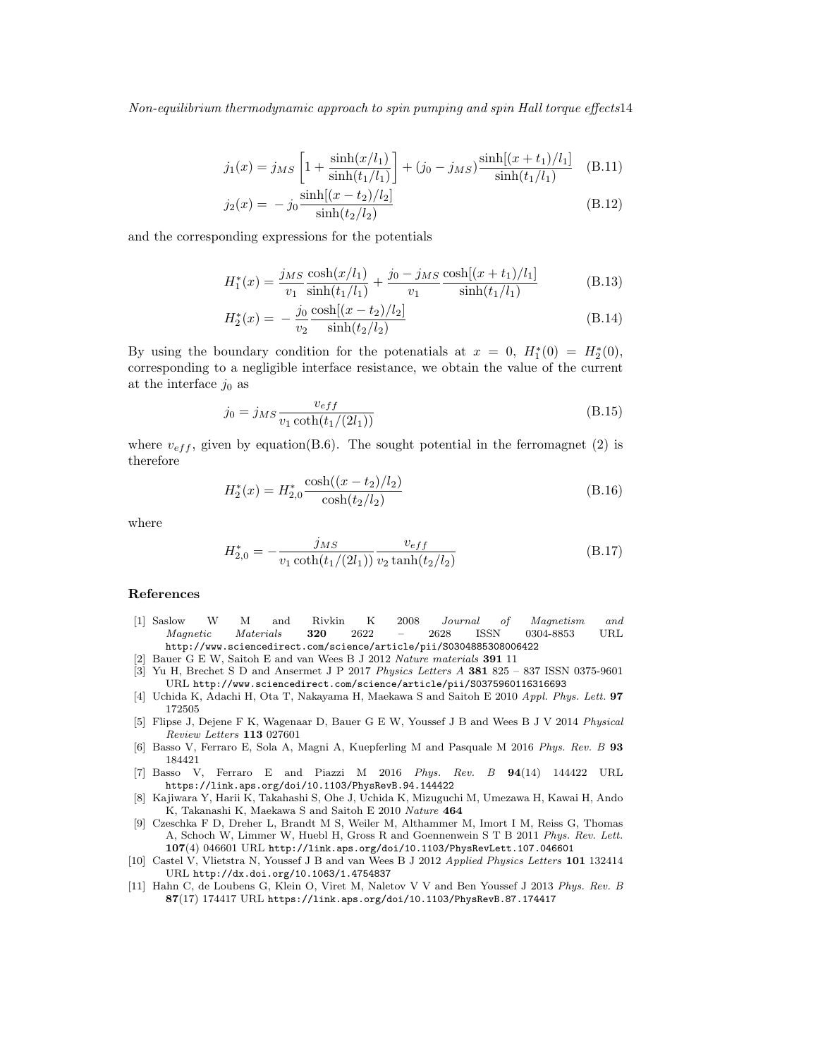$$j_1(x) = j_{MS}\left[1 + \frac{\sinh(x/l_1)}{\sinh(t_1/l_1)}\right] + (j_0 - j_{MS})\frac{\sinh[(x+t_1)/l_1]}{\sinh(t_1/l_1)} \quad \text{(B.11)}$$

$$j_2(x) = -j_0\frac{\sinh[(x-t_2)/l_2]}{\sinh(t_2/l_2)} \quad \text{(B.12)}$$

and the corresponding expressions for the potentials

$$H_1^*(x) = \frac{j_{MS}}{v_1}\frac{\cosh(x/l_1)}{\sinh(t_1/l_1)} + \frac{j_0 - j_{MS}}{v_1}\frac{\cosh[(x+t_1)/l_1]}{\sinh(t_1/l_1)} \quad \text{(B.13)}$$

$$H_2^*(x) = -\frac{j_0}{v_2}\frac{\cosh[(x-t_2)/l_2]}{\sinh(t_2/l_2)} \quad \text{(B.14)}$$

By using the boundary condition for the potenatials at $x = 0$, $H_1^*(0) = H_2^*(0)$, corresponding to a negligible interface resistance, we obtain the value of the current at the interface $j_0$ as

$$j_0 = j_{MS}\frac{v_{eff}}{v_1\coth(t_1/(2l_1))} \quad \text{(B.15)}$$

where $v_{eff}$, given by equation(B.6). The sought potential in the ferromagnet (2) is therefore

$$H_2^*(x) = H_{2,0}^*\frac{\cosh((x-t_2)/l_2)}{\cosh(t_2/l_2)} \quad \text{(B.16)}$$

where

$$H_{2,0}^* = -\frac{j_{MS}}{v_1\coth(t_1/(2l_1))}\frac{v_{eff}}{v_2\tanh(t_2/l_2)} \quad \text{(B.17)}$$

## References

[1] Saslow W M and Rivkin K 2008 *Journal of Magnetism and Magnetic Materials* **320** 2622 – 2628 ISSN 0304-8853 URL http://www.sciencedirect.com/science/article/pii/S0304885308006422

[2] Bauer G E W, Saitoh E and van Wees B J 2012 *Nature materials* **391** 11

[3] Yu H, Brechet S D and Ansermet J P 2017 *Physics Letters A* **381** 825 – 837 ISSN 0375-9601 URL http://www.sciencedirect.com/science/article/pii/S0375960116316693

[4] Uchida K, Adachi H, Ota T, Nakayama H, Maekawa S and Saitoh E 2010 *Appl. Phys. Lett.* **97** 172505

[5] Flipse J, Dejene F K, Wagenaar D, Bauer G E W, Youssef J B and Wees B J V 2014 *Physical Review Letters* **113** 027601

[6] Basso V, Ferraro E, Sola A, Magni A, Kuepferling M and Pasquale M 2016 *Phys. Rev. B* **93** 184421

[7] Basso V, Ferraro E and Piazzi M 2016 *Phys. Rev. B* **94**(14) 144422 URL https://link.aps.org/doi/10.1103/PhysRevB.94.144422

[8] Kajiwara Y, Harii K, Takahashi S, Ohe J, Uchida K, Mizuguchi M, Umezawa H, Kawai H, Ando K, Takanashi K, Maekawa S and Saitoh E 2010 *Nature* **464**

[9] Czeschka F D, Dreher L, Brandt M S, Weiler M, Althammer M, Imort I M, Reiss G, Thomas A, Schoch W, Limmer W, Huebl H, Gross R and Goennenwein S T B 2011 *Phys. Rev. Lett.* **107**(4) 046601 URL http://link.aps.org/doi/10.1103/PhysRevLett.107.046601

[10] Castel V, Vlietstra N, Youssef J B and van Wees B J 2012 *Applied Physics Letters* **101** 132414 URL http://dx.doi.org/10.1063/1.4754837

[11] Hahn C, de Loubens G, Klein O, Viret M, Naletov V V and Ben Youssef J 2013 *Phys. Rev. B* **87**(17) 174417 URL https://link.aps.org/doi/10.1103/PhysRevB.87.174417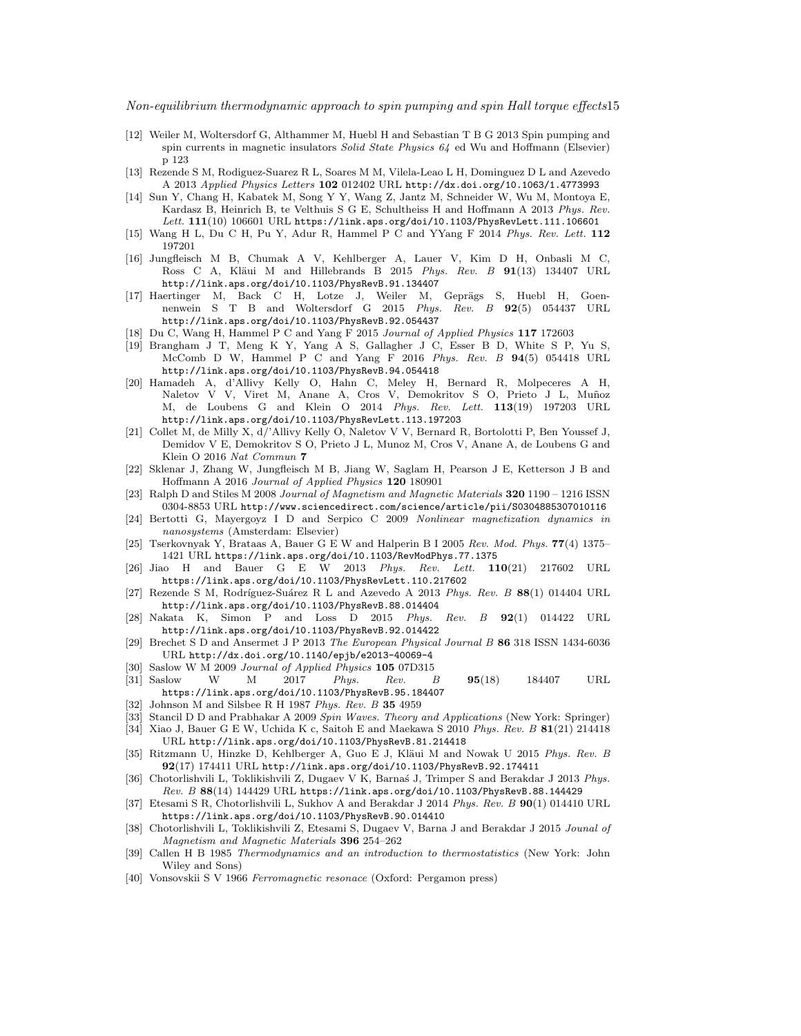[12] Weiler M, Woltersdorf G, Althammer M, Huebl H and Sebastian T B G 2013 Spin pumping and spin currents in magnetic insulators *Solid State Physics 64* ed Wu and Hoffmann (Elsevier) p 123

[13] Rezende S M, Rodiguez-Suarez R L, Soares M M, Vilela-Leao L H, Dominguez D L and Azevedo A 2013 *Applied Physics Letters* **102** 012402 URL `http://dx.doi.org/10.1063/1.4773993`

[14] Sun Y, Chang H, Kabatek M, Song Y Y, Wang Z, Jantz M, Schneider W, Wu M, Montoya E, Kardasz B, Heinrich B, te Velthuis S G E, Schultheiss H and Hoffmann A 2013 *Phys. Rev. Lett.* **111**(10) 106601 URL `https://link.aps.org/doi/10.1103/PhysRevLett.111.106601`

[15] Wang H L, Du C H, Pu Y, Adur R, Hammel P C and YYang F 2014 *Phys. Rev. Lett.* **112** 197201

[16] Jungfleisch M B, Chumak A V, Kehlberger A, Lauer V, Kim D H, Onbasli M C, Ross C A, Kläui M and Hillebrands B 2015 *Phys. Rev. B* **91**(13) 134407 URL `http://link.aps.org/doi/10.1103/PhysRevB.91.134407`

[17] Haertinger M, Back C H, Lotze J, Weiler M, Geprägs S, Huebl H, Goennenwein S T B and Woltersdorf G 2015 *Phys. Rev. B* **92**(5) 054437 URL `http://link.aps.org/doi/10.1103/PhysRevB.92.054437`

[18] Du C, Wang H, Hammel P C and Yang F 2015 *Journal of Applied Physics* **117** 172603

[19] Brangham J T, Meng K Y, Yang A S, Gallagher J C, Esser B D, White S P, Yu S, McComb D W, Hammel P C and Yang F 2016 *Phys. Rev. B* **94**(5) 054418 URL `http://link.aps.org/doi/10.1103/PhysRevB.94.054418`

[20] Hamadeh A, d'Allivy Kelly O, Hahn C, Meley H, Bernard R, Molpeceres A H, Naletov V V, Viret M, Anane A, Cros V, Demokritov S O, Prieto J L, Muñoz M, de Loubens G and Klein O 2014 *Phys. Rev. Lett.* **113**(19) 197203 URL `http://link.aps.org/doi/10.1103/PhysRevLett.113.197203`

[21] Collet M, de Milly X, d/'Allivy Kelly O, Naletov V V, Bernard R, Bortolotti P, Ben Youssef J, Demidov V E, Demokritov S O, Prieto J L, Munoz M, Cros V, Anane A, de Loubens G and Klein O 2016 *Nat Commun* **7**

[22] Sklenar J, Zhang W, Jungfleisch M B, Jiang W, Saglam H, Pearson J E, Ketterson J B and Hoffmann A 2016 *Journal of Applied Physics* **120** 180901

[23] Ralph D and Stiles M 2008 *Journal of Magnetism and Magnetic Materials* **320** 1190 – 1216 ISSN 0304-8853 URL `http://www.sciencedirect.com/science/article/pii/S0304885307010116`

[24] Bertotti G, Mayergoyz I D and Serpico C 2009 *Nonlinear magnetization dynamics in nanosystems* (Amsterdam: Elsevier)

[25] Tserkovnyak Y, Brataas A, Bauer G E W and Halperin B I 2005 *Rev. Mod. Phys.* **77**(4) 1375–1421 URL `https://link.aps.org/doi/10.1103/RevModPhys.77.1375`

[26] Jiao H and Bauer G E W 2013 *Phys. Rev. Lett.* **110**(21) 217602 URL `https://link.aps.org/doi/10.1103/PhysRevLett.110.217602`

[27] Rezende S M, Rodríguez-Suárez R L and Azevedo A 2013 *Phys. Rev. B* **88**(1) 014404 URL `http://link.aps.org/doi/10.1103/PhysRevB.88.014404`

[28] Nakata K, Simon P and Loss D 2015 *Phys. Rev. B* **92**(1) 014422 URL `http://link.aps.org/doi/10.1103/PhysRevB.92.014422`

[29] Brechet S D and Ansermet J P 2013 *The European Physical Journal B* **86** 318 ISSN 1434-6036 URL `http://dx.doi.org/10.1140/epjb/e2013-40069-4`

[30] Saslow W M 2009 *Journal of Applied Physics* **105** 07D315

[31] Saslow W M 2017 *Phys. Rev. B* **95**(18) 184407 URL `https://link.aps.org/doi/10.1103/PhysRevB.95.184407`

[32] Johnson M and Silsbee R H 1987 *Phys. Rev. B* **35** 4959

[33] Stancil D D and Prabhakar A 2009 *Spin Waves. Theory and Applications* (New York: Springer)

[34] Xiao J, Bauer G E W, Uchida K c, Saitoh E and Maekawa S 2010 *Phys. Rev. B* **81**(21) 214418 URL `http://link.aps.org/doi/10.1103/PhysRevB.81.214418`

[35] Ritzmann U, Hinzke D, Kehlberger A, Guo E J, Kläui M and Nowak U 2015 *Phys. Rev. B* **92**(17) 174411 URL `http://link.aps.org/doi/10.1103/PhysRevB.92.174411`

[36] Chotorlishvili L, Toklikishvili Z, Dugaev V K, Barnaś J, Trimper S and Berakdar J 2013 *Phys. Rev. B* **88**(14) 144429 URL `https://link.aps.org/doi/10.1103/PhysRevB.88.144429`

[37] Etesami S R, Chotorlishvili L, Sukhov A and Berakdar J 2014 *Phys. Rev. B* **90**(1) 014410 URL `https://link.aps.org/doi/10.1103/PhysRevB.90.014410`

[38] Chotorlishvili L, Toklikishvili Z, Etesami S, Dugaev V, Barna J and Berakdar J 2015 *Jounal of Magnetism and Magnetic Materials* **396** 254–262

[39] Callen H B 1985 *Thermodynamics and an introduction to thermostatistics* (New York: John Wiley and Sons)

[40] Vonsovskii S V 1966 *Ferromagnetic resonace* (Oxford: Pergamon press)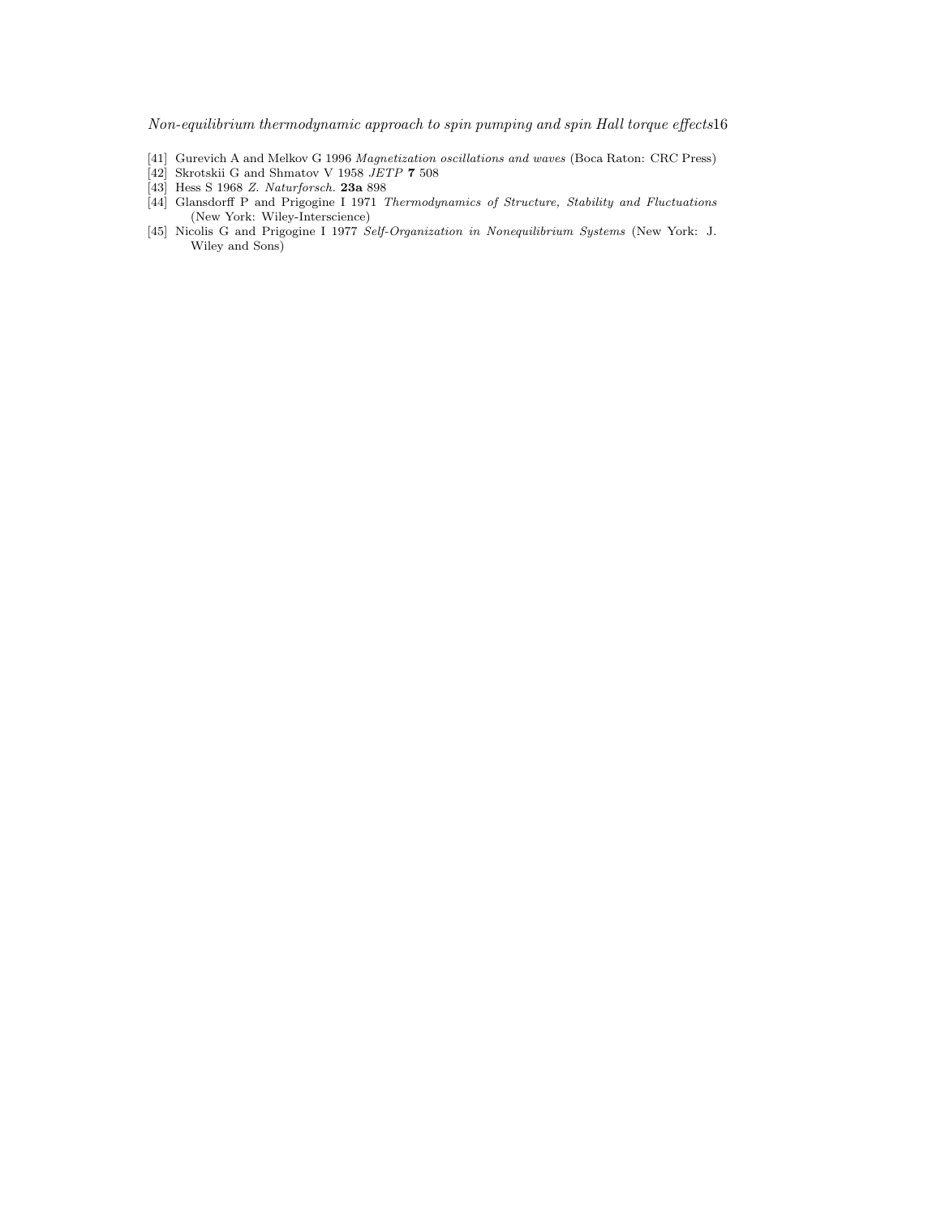[41] Gurevich A and Melkov G 1996 *Magnetization oscillations and waves* (Boca Raton: CRC Press)

[42] Skrotskii G and Shmatov V 1958 *JETP* **7** 508

[43] Hess S 1968 *Z. Naturforsch.* **23a** 898

[44] Glansdorff P and Prigogine I 1971 *Thermodynamics of Structure, Stability and Fluctuations* (New York: Wiley-Interscience)

[45] Nicolis G and Prigogine I 1977 *Self-Organization in Nonequilibrium Systems* (New York: J. Wiley and Sons)